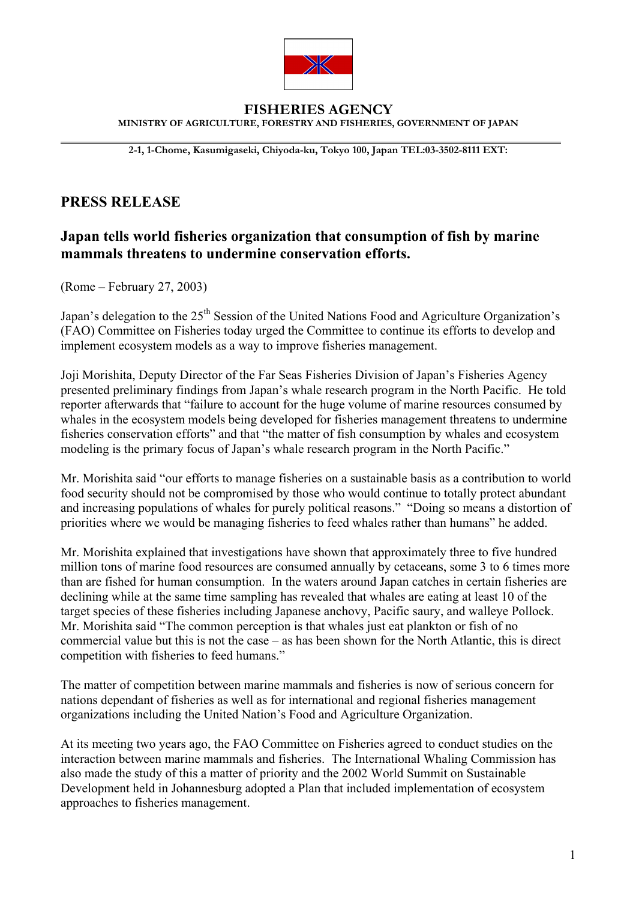**FISHERIES AGENCY**

**MINISTRY OF AGRICULTURE, FORESTRY AND FISHERIES, GOVERNMENT OF JAPAN**

**2-1, 1-Chome, Kasumigaseki, Chiyoda-ku, Tokyo 100, Japan TEL:03-3502-8111 EXT:**

## PRESS RELEASE

### Japan tells world fisheries organization that consumption of fish by marine mammals threatens to undermine conservation efforts.

(Rome – February 27, 2003)

Japan's delegation to the 25th Session of the United Nations Food and Agriculture Organization's (FAO) Committee on Fisheries today urged the Committee to continue its efforts to develop and implement ecosystem models as a way to improve fisheries management.

Joji Morishita, Deputy Director of the Far Seas Fisheries Division of Japan's Fisheries Agency presented preliminary findings from Japan's whale research program in the North Pacific. He told reporter afterwards that "failure to account for the huge volume of marine resources consumed by whales in the ecosystem models being developed for fisheries management threatens to undermine fisheries conservation efforts" and that "the matter of fish consumption by whales and ecosystem modeling is the primary focus of Japan's whale research program in the North Pacific."

Mr. Morishita said "our efforts to manage fisheries on a sustainable basis as a contribution to world food security should not be compromised by those who would continue to totally protect abundant and increasing populations of whales for purely political reasons." "Doing so means a distortion of priorities where we would be managing fisheries to feed whales rather than humans" he added.

Mr. Morishita explained that investigations have shown that approximately three to five hundred million tons of marine food resources are consumed annually by cetaceans, some 3 to 6 times more than are fished for human consumption. In the waters around Japan catches in certain fisheries are declining while at the same time sampling has revealed that whales are eating at least 10 of the target species of these fisheries including Japanese anchovy, Pacific saury, and walleye Pollock. Mr. Morishita said "The common perception is that whales just eat plankton or fish of no commercial value but this is not the case – as has been shown for the North Atlantic, this is direct competition with fisheries to feed humans."

The matter of competition between marine mammals and fisheries is now of serious concern for nations dependant of fisheries as well as for international and regional fisheries management organizations including the United Nation's Food and Agriculture Organization.

At its meeting two years ago, the FAO Committee on Fisheries agreed to conduct studies on the interaction between marine mammals and fisheries. The International Whaling Commission has also made the study of this a matter of priority and the 2002 World Summit on Sustainable Development held in Johannesburg adopted a Plan that included implementation of ecosystem approaches to fisheries management.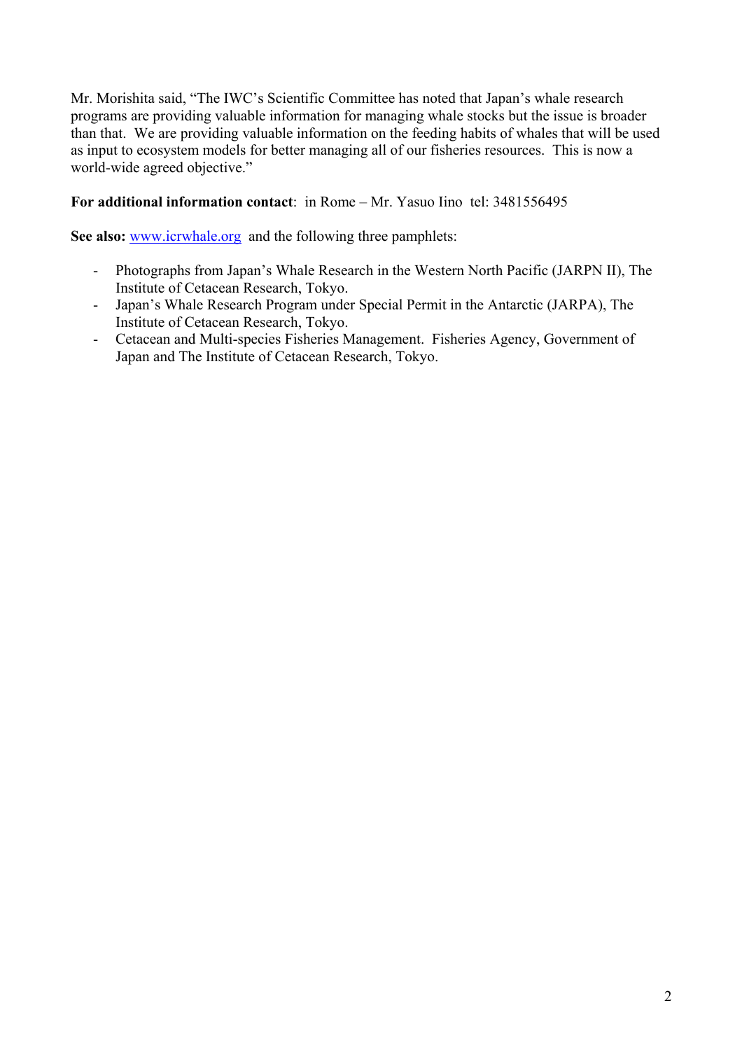Mr. Morishita said, “The IWC’s Scientific Committee has noted that Japan’s whale research programs are providing valuable information for managing whale stocks but the issue is broader than that. We are providing valuable information on the feeding habits of whales that will be used as input to ecosystem models for better managing all of our fisheries resources. This is now a world-wide agreed objective.”

**For additional information contact**: in Rome – Mr. Yasuo Iino tel: 3481556495

**See also:** www.icrwhale.org and the following three pamphlets:

- Photographs from Japan’s Whale Research in the Western North Pacific (JARPN II), The Institute of Cetacean Research, Tokyo.
- Japan’s Whale Research Program under Special Permit in the Antarctic (JARPA), The Institute of Cetacean Research, Tokyo.
- Cetacean and Multi-species Fisheries Management. Fisheries Agency, Government of Japan and The Institute of Cetacean Research, Tokyo.